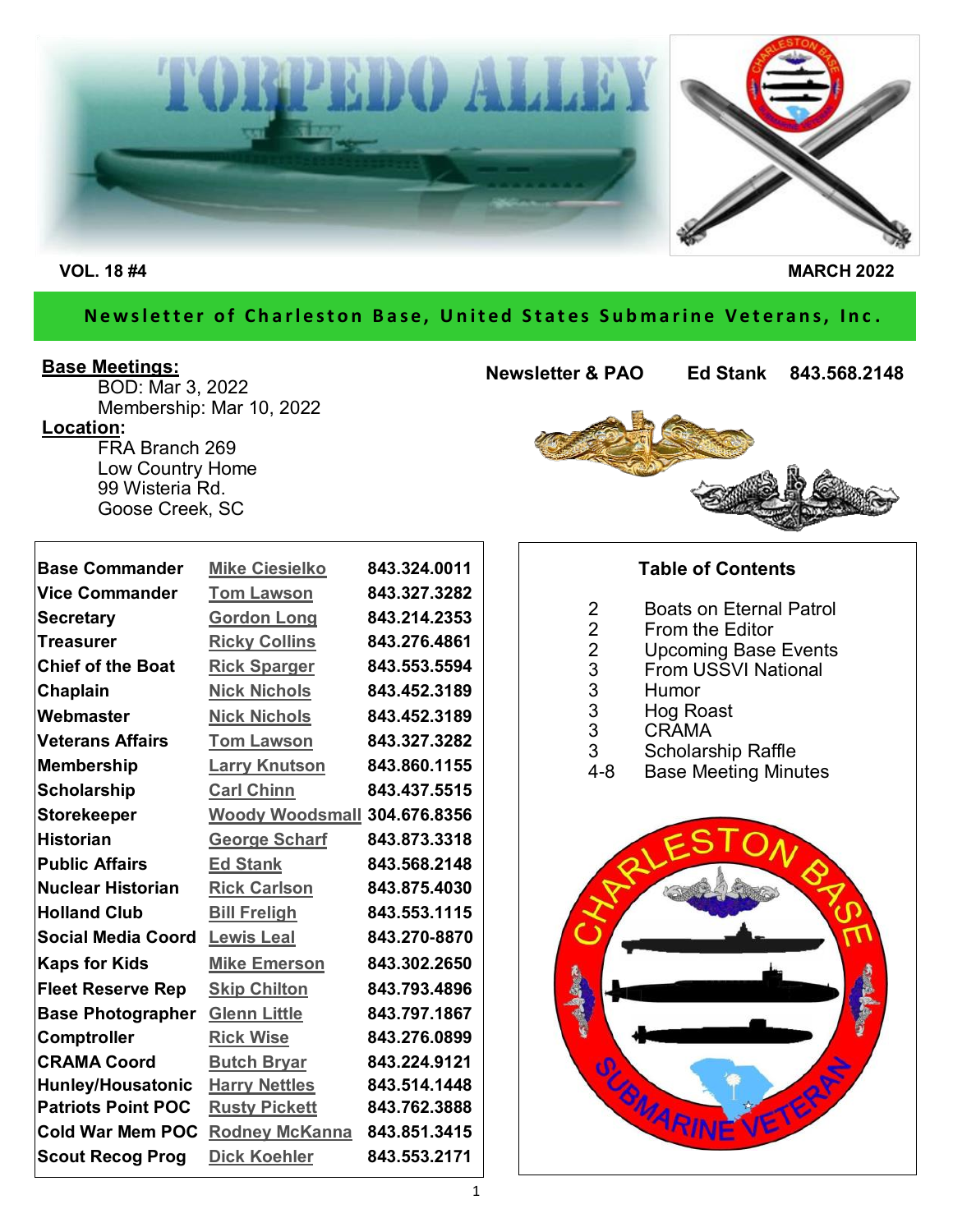# TORPEDO ALLEY

**VOL. 18 #4** **MARCH 2022**

**Newsletter of Charleston Base, United States Submarine Veterans, Inc.**

**Base Meetings:**
BOD: Mar 3, 2022
Membership: Mar 10, 2022

**Location:**
FRA Branch 269
Low Country Home
99 Wisteria Rd.
Goose Creek, SC

**Newsletter & PAO** **Ed Stank** **843.568.2148**

| | | |
|---|---|---|
| **Base Commander** | Mike Ciesielko | **843.324.0011** |
| **Vice Commander** | Tom Lawson | **843.327.3282** |
| **Secretary** | Gordon Long | **843.214.2353** |
| **Treasurer** | Ricky Collins | **843.276.4861** |
| **Chief of the Boat** | Rick Sparger | **843.553.5594** |
| **Chaplain** | Nick Nichols | **843.452.3189** |
| **Webmaster** | Nick Nichols | **843.452.3189** |
| **Veterans Affairs** | Tom Lawson | **843.327.3282** |
| **Membership** | Larry Knutson | **843.860.1155** |
| **Scholarship** | Carl Chinn | **843.437.5515** |
| **Storekeeper** | Woody Woodsmall | **304.676.8356** |
| **Historian** | George Scharf | **843.873.3318** |
| **Public Affairs** | Ed Stank | **843.568.2148** |
| **Nuclear Historian** | Rick Carlson | **843.875.4030** |
| **Holland Club** | Bill Freligh | **843.553.1115** |
| **Social Media Coord** | Lewis Leal | **843.270-8870** |
| **Kaps for Kids** | Mike Emerson | **843.302.2650** |
| **Fleet Reserve Rep** | Skip Chilton | **843.793.4896** |
| **Base Photographer** | Glenn Little | **843.797.1867** |
| **Comptroller** | Rick Wise | **843.276.0899** |
| **CRAMA Coord** | Butch Bryar | **843.224.9121** |
| **Hunley/Housatonic** | Harry Nettles | **843.514.1448** |
| **Patriots Point POC** | Rusty Pickett | **843.762.3888** |
| **Cold War Mem POC** | Rodney McKanna | **843.851.3415** |
| **Scout Recog Prog** | Dick Koehler | **843.553.2171** |

## Table of Contents

| | |
|---|---|
| 2 | Boats on Eternal Patrol |
| 2 | From the Editor |
| 2 | Upcoming Base Events |
| 3 | From USSVI National |
| 3 | Humor |
| 3 | Hog Roast |
| 3 | CRAMA |
| 3 | Scholarship Raffle |
| 4-8 | Base Meeting Minutes |

CHARLESTON BASE SUBMARINE VETERAN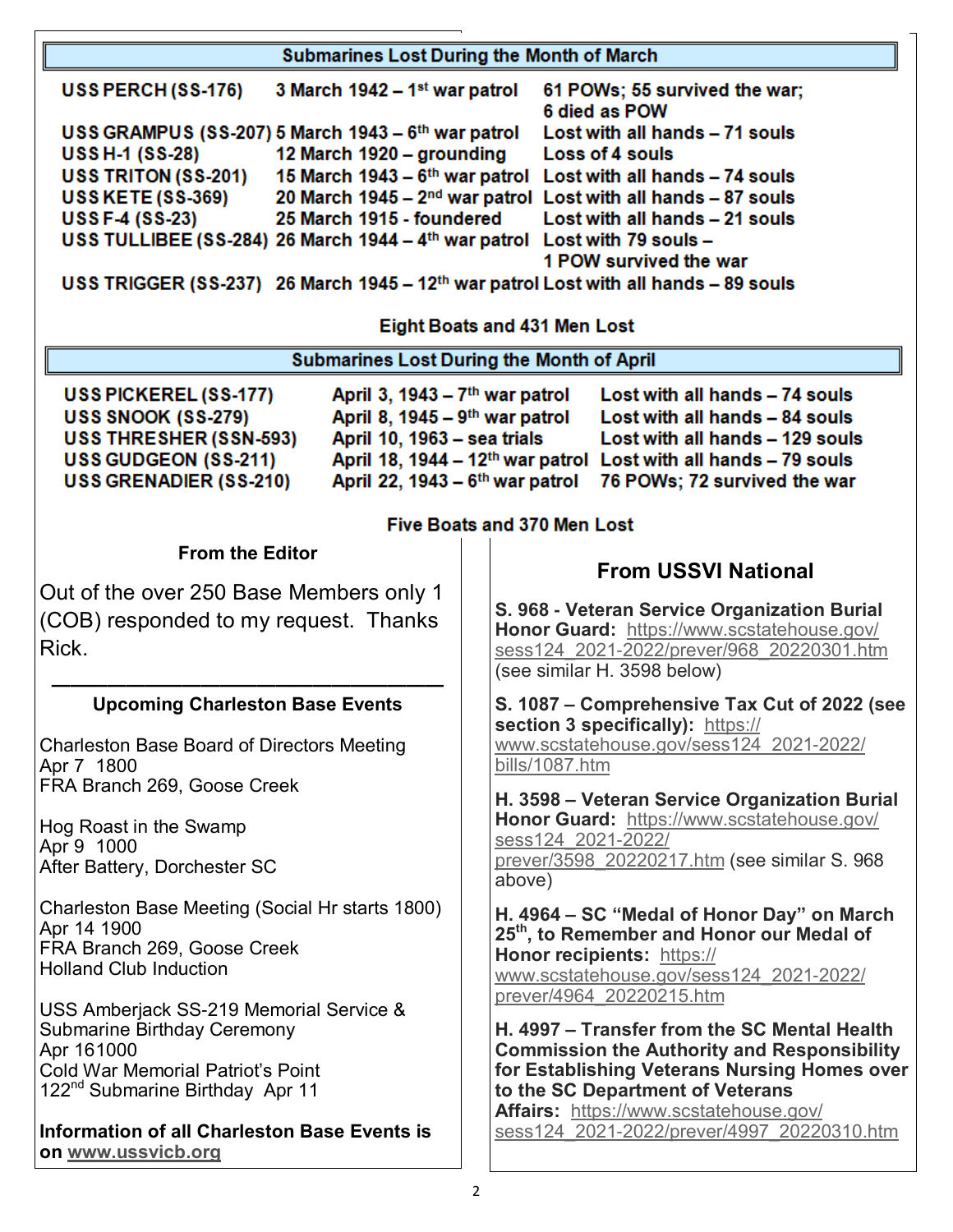## Submarines Lost During the Month of March

| | | |
|---|---|---|
| USS PERCH (SS-176) | 3 March 1942 – 1st war patrol | 61 POWs; 55 survived the war; 6 died as POW |
| USS GRAMPUS (SS-207) | 5 March 1943 – 6th war patrol | Lost with all hands – 71 souls |
| USS H-1 (SS-28) | 12 March 1920 – grounding | Loss of 4 souls |
| USS TRITON (SS-201) | 15 March 1943 – 6th war patrol | Lost with all hands – 74 souls |
| USS KETE (SS-369) | 20 March 1945 – 2nd war patrol | Lost with all hands – 87 souls |
| USS F-4 (SS-23) | 25 March 1915 - foundered | Lost with all hands – 21 souls |
| USS TULLIBEE (SS-284) | 26 March 1944 – 4th war patrol | Lost with 79 souls – 1 POW survived the war |
| USS TRIGGER (SS-237) | 26 March 1945 – 12th war patrol | Lost with all hands – 89 souls |

**Eight Boats and 431 Men Lost**

## Submarines Lost During the Month of April

| | | |
|---|---|---|
| USS PICKEREL (SS-177) | April 3, 1943 – 7th war patrol | Lost with all hands – 74 souls |
| USS SNOOK (SS-279) | April 8, 1945 – 9th war patrol | Lost with all hands – 84 souls |
| USS THRESHER (SSN-593) | April 10, 1963 – sea trials | Lost with all hands – 129 souls |
| USS GUDGEON (SS-211) | April 18, 1944 – 12th war patrol | Lost with all hands – 79 souls |
| USS GRENADIER (SS-210) | April 22, 1943 – 6th war patrol | 76 POWs; 72 survived the war |

**Five Boats and 370 Men Lost**

### From the Editor

Out of the over 250 Base Members only 1 (COB) responded to my request. Thanks Rick.

---

### Upcoming Charleston Base Events

Charleston Base Board of Directors Meeting
Apr 7 1800
FRA Branch 269, Goose Creek

Hog Roast in the Swamp
Apr 9 1000
After Battery, Dorchester SC

Charleston Base Meeting (Social Hr starts 1800)
Apr 14 1900
FRA Branch 269, Goose Creek
Holland Club Induction

USS Amberjack SS-219 Memorial Service & Submarine Birthday Ceremony
Apr 161000
Cold War Memorial Patriot's Point
122nd Submarine Birthday Apr 11

**Information of all Charleston Base Events is on www.ussvicb.org**

### From USSVI National

**S. 968 - Veteran Service Organization Burial Honor Guard:** https://www.scstatehouse.gov/sess124_2021-2022/prever/968_20220301.htm (see similar H. 3598 below)

**S. 1087 – Comprehensive Tax Cut of 2022 (see section 3 specifically):** https://www.scstatehouse.gov/sess124_2021-2022/bills/1087.htm

**H. 3598 – Veteran Service Organization Burial Honor Guard:** https://www.scstatehouse.gov/sess124_2021-2022/prever/3598_20220217.htm (see similar S. 968 above)

**H. 4964 – SC "Medal of Honor Day" on March 25th, to Remember and Honor our Medal of Honor recipients:** https://www.scstatehouse.gov/sess124_2021-2022/prever/4964_20220215.htm

**H. 4997 – Transfer from the SC Mental Health Commission the Authority and Responsibility for Establishing Veterans Nursing Homes over to the SC Department of Veterans Affairs:** https://www.scstatehouse.gov/sess124_2021-2022/prever/4997_20220310.htm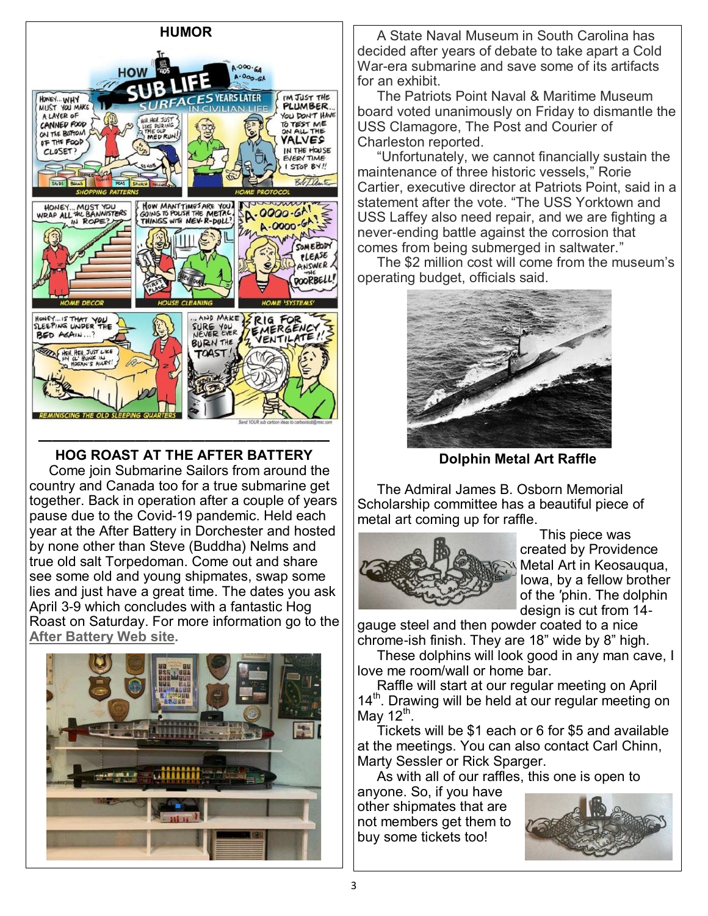## HUMOR

## HOG ROAST AT THE AFTER BATTERY

Come join Submarine Sailors from around the country and Canada too for a true submarine get together. Back in operation after a couple of years pause due to the Covid-19 pandemic. Held each year at the After Battery in Dorchester and hosted by none other than Steve (Buddha) Nelms and true old salt Torpedoman. Come out and share see some old and young shipmates, swap some lies and just have a great time. The dates you ask April 3-9 which concludes with a fantastic Hog Roast on Saturday. For more information go to the **After Battery Web site**.

A State Naval Museum in South Carolina has decided after years of debate to take apart a Cold War-era submarine and save some of its artifacts for an exhibit.

The Patriots Point Naval & Maritime Museum board voted unanimously on Friday to dismantle the USS Clamagore, The Post and Courier of Charleston reported.

"Unfortunately, we cannot financially sustain the maintenance of three historic vessels," Rorie Cartier, executive director at Patriots Point, said in a statement after the vote. "The USS Yorktown and USS Laffey also need repair, and we are fighting a never-ending battle against the corrosion that comes from being submerged in saltwater."

The $2 million cost will come from the museum's operating budget, officials said.

## Dolphin Metal Art Raffle

The Admiral James B. Osborn Memorial Scholarship committee has a beautiful piece of metal art coming up for raffle.

This piece was created by Providence Metal Art in Keosauqua, Iowa, by a fellow brother of the 'phin. The dolphin design is cut from 14-gauge steel and then powder coated to a nice chrome-ish finish. They are 18" wide by 8" high.

These dolphins will look good in any man cave, I love me room/wall or home bar.

Raffle will start at our regular meeting on April 14th. Drawing will be held at our regular meeting on May 12th.

Tickets will be $1 each or 6 for $5 and available at the meetings. You can also contact Carl Chinn, Marty Sessler or Rick Sparger.

As with all of our raffles, this one is open to anyone. So, if you have other shipmates that are not members get them to buy some tickets too!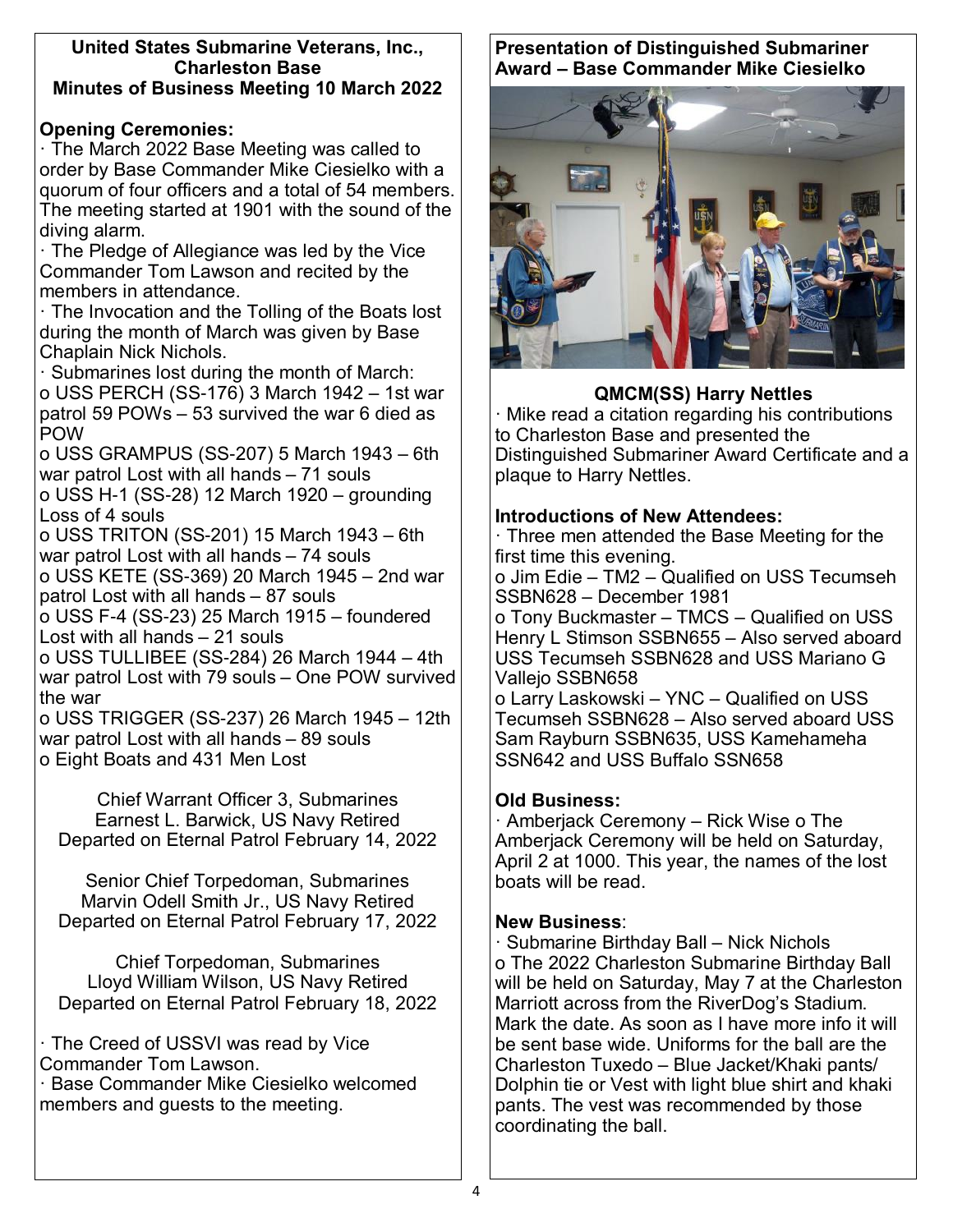**United States Submarine Veterans, Inc., Charleston Base**
**Minutes of Business Meeting 10 March 2022**

**Opening Ceremonies:**

· The March 2022 Base Meeting was called to order by Base Commander Mike Ciesielko with a quorum of four officers and a total of 54 members. The meeting started at 1901 with the sound of the diving alarm.

· The Pledge of Allegiance was led by the Vice Commander Tom Lawson and recited by the members in attendance.

· The Invocation and the Tolling of the Boats lost during the month of March was given by Base Chaplain Nick Nichols.

· Submarines lost during the month of March:

o USS PERCH (SS-176) 3 March 1942 – 1st war patrol 59 POWs – 53 survived the war 6 died as POW

o USS GRAMPUS (SS-207) 5 March 1943 – 6th war patrol Lost with all hands – 71 souls

o USS H-1 (SS-28) 12 March 1920 – grounding Loss of 4 souls

o USS TRITON (SS-201) 15 March 1943 – 6th war patrol Lost with all hands – 74 souls

o USS KETE (SS-369) 20 March 1945 – 2nd war patrol Lost with all hands – 87 souls

o USS F-4 (SS-23) 25 March 1915 – foundered Lost with all hands – 21 souls

o USS TULLIBEE (SS-284) 26 March 1944 – 4th war patrol Lost with 79 souls – One POW survived the war

o USS TRIGGER (SS-237) 26 March 1945 – 12th war patrol Lost with all hands – 89 souls

o Eight Boats and 431 Men Lost

Chief Warrant Officer 3, Submarines
Earnest L. Barwick, US Navy Retired
Departed on Eternal Patrol February 14, 2022

Senior Chief Torpedoman, Submarines
Marvin Odell Smith Jr., US Navy Retired
Departed on Eternal Patrol February 17, 2022

Chief Torpedoman, Submarines
Lloyd William Wilson, US Navy Retired
Departed on Eternal Patrol February 18, 2022

· The Creed of USSVI was read by Vice Commander Tom Lawson.

· Base Commander Mike Ciesielko welcomed members and guests to the meeting.

**Presentation of Distinguished Submariner Award – Base Commander Mike Ciesielko**

**QMCM(SS) Harry Nettles**

· Mike read a citation regarding his contributions to Charleston Base and presented the Distinguished Submariner Award Certificate and a plaque to Harry Nettles.

**Introductions of New Attendees:**

· Three men attended the Base Meeting for the first time this evening.

o Jim Edie – TM2 – Qualified on USS Tecumseh SSBN628 – December 1981

o Tony Buckmaster – TMCS – Qualified on USS Henry L Stimson SSBN655 – Also served aboard USS Tecumseh SSBN628 and USS Mariano G Vallejo SSBN658

o Larry Laskowski – YNC – Qualified on USS Tecumseh SSBN628 – Also served aboard USS Sam Rayburn SSBN635, USS Kamehameha SSN642 and USS Buffalo SSN658

**Old Business:**

· Amberjack Ceremony – Rick Wise o The Amberjack Ceremony will be held on Saturday, April 2 at 1000. This year, the names of the lost boats will be read.

**New Business**:

· Submarine Birthday Ball – Nick Nichols

o The 2022 Charleston Submarine Birthday Ball will be held on Saturday, May 7 at the Charleston Marriott across from the RiverDog's Stadium. Mark the date. As soon as I have more info it will be sent base wide. Uniforms for the ball are the Charleston Tuxedo – Blue Jacket/Khaki pants/ Dolphin tie or Vest with light blue shirt and khaki pants. The vest was recommended by those coordinating the ball.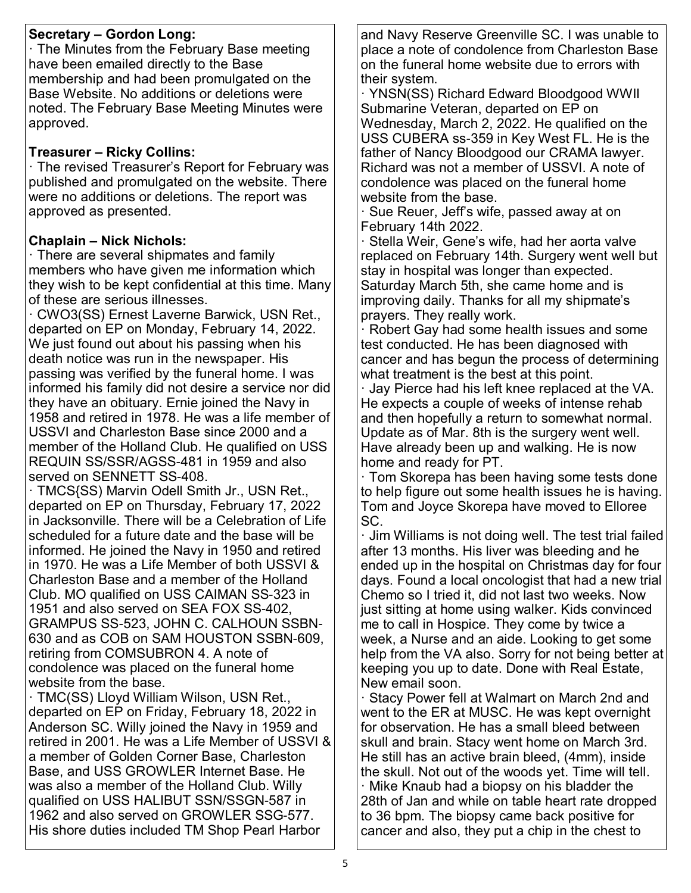**Secretary – Gordon Long:**

· The Minutes from the February Base meeting have been emailed directly to the Base membership and had been promulgated on the Base Website. No additions or deletions were noted. The February Base Meeting Minutes were approved.

**Treasurer – Ricky Collins:**

· The revised Treasurer's Report for February was published and promulgated on the website. There were no additions or deletions. The report was approved as presented.

**Chaplain – Nick Nichols:**

· There are several shipmates and family members who have given me information which they wish to be kept confidential at this time. Many of these are serious illnesses.

· CWO3(SS) Ernest Laverne Barwick, USN Ret., departed on EP on Monday, February 14, 2022. We just found out about his passing when his death notice was run in the newspaper. His passing was verified by the funeral home. I was informed his family did not desire a service nor did they have an obituary. Ernie joined the Navy in 1958 and retired in 1978. He was a life member of USSVI and Charleston Base since 2000 and a member of the Holland Club. He qualified on USS REQUIN SS/SSR/AGSS-481 in 1959 and also served on SENNETT SS-408.

· TMCS{SS) Marvin Odell Smith Jr., USN Ret., departed on EP on Thursday, February 17, 2022 in Jacksonville. There will be a Celebration of Life scheduled for a future date and the base will be informed. He joined the Navy in 1950 and retired in 1970. He was a Life Member of both USSVI & Charleston Base and a member of the Holland Club. MO qualified on USS CAIMAN SS-323 in 1951 and also served on SEA FOX SS-402, GRAMPUS SS-523, JOHN C. CALHOUN SSBN-630 and as COB on SAM HOUSTON SSBN-609, retiring from COMSUBRON 4. A note of condolence was placed on the funeral home website from the base.

· TMC(SS) Lloyd William Wilson, USN Ret., departed on EP on Friday, February 18, 2022 in Anderson SC. Willy joined the Navy in 1959 and retired in 2001. He was a Life Member of USSVI & a member of Golden Corner Base, Charleston Base, and USS GROWLER Internet Base. He was also a member of the Holland Club. Willy qualified on USS HALIBUT SSN/SSGN-587 in 1962 and also served on GROWLER SSG-577. His shore duties included TM Shop Pearl Harbor and Navy Reserve Greenville SC. I was unable to place a note of condolence from Charleston Base on the funeral home website due to errors with their system.

· YNSN(SS) Richard Edward Bloodgood WWII Submarine Veteran, departed on EP on Wednesday, March 2, 2022. He qualified on the USS CUBERA ss-359 in Key West FL. He is the father of Nancy Bloodgood our CRAMA lawyer. Richard was not a member of USSVI. A note of condolence was placed on the funeral home website from the base.

· Sue Reuer, Jeff's wife, passed away at on February 14th 2022.

· Stella Weir, Gene's wife, had her aorta valve replaced on February 14th. Surgery went well but stay in hospital was longer than expected. Saturday March 5th, she came home and is improving daily. Thanks for all my shipmate's prayers. They really work.

· Robert Gay had some health issues and some test conducted. He has been diagnosed with cancer and has begun the process of determining what treatment is the best at this point.

· Jay Pierce had his left knee replaced at the VA. He expects a couple of weeks of intense rehab and then hopefully a return to somewhat normal. Update as of Mar. 8th is the surgery went well. Have already been up and walking. He is now home and ready for PT.

· Tom Skorepa has been having some tests done to help figure out some health issues he is having. Tom and Joyce Skorepa have moved to Elloree SC.

· Jim Williams is not doing well. The test trial failed after 13 months. His liver was bleeding and he ended up in the hospital on Christmas day for four days. Found a local oncologist that had a new trial Chemo so I tried it, did not last two weeks. Now just sitting at home using walker. Kids convinced me to call in Hospice. They come by twice a week, a Nurse and an aide. Looking to get some help from the VA also. Sorry for not being better at keeping you up to date. Done with Real Estate, New email soon.

· Stacy Power fell at Walmart on March 2nd and went to the ER at MUSC. He was kept overnight for observation. He has a small bleed between skull and brain. Stacy went home on March 3rd. He still has an active brain bleed, (4mm), inside the skull. Not out of the woods yet. Time will tell.

· Mike Knaub had a biopsy on his bladder the 28th of Jan and while on table heart rate dropped to 36 bpm. The biopsy came back positive for cancer and also, they put a chip in the chest to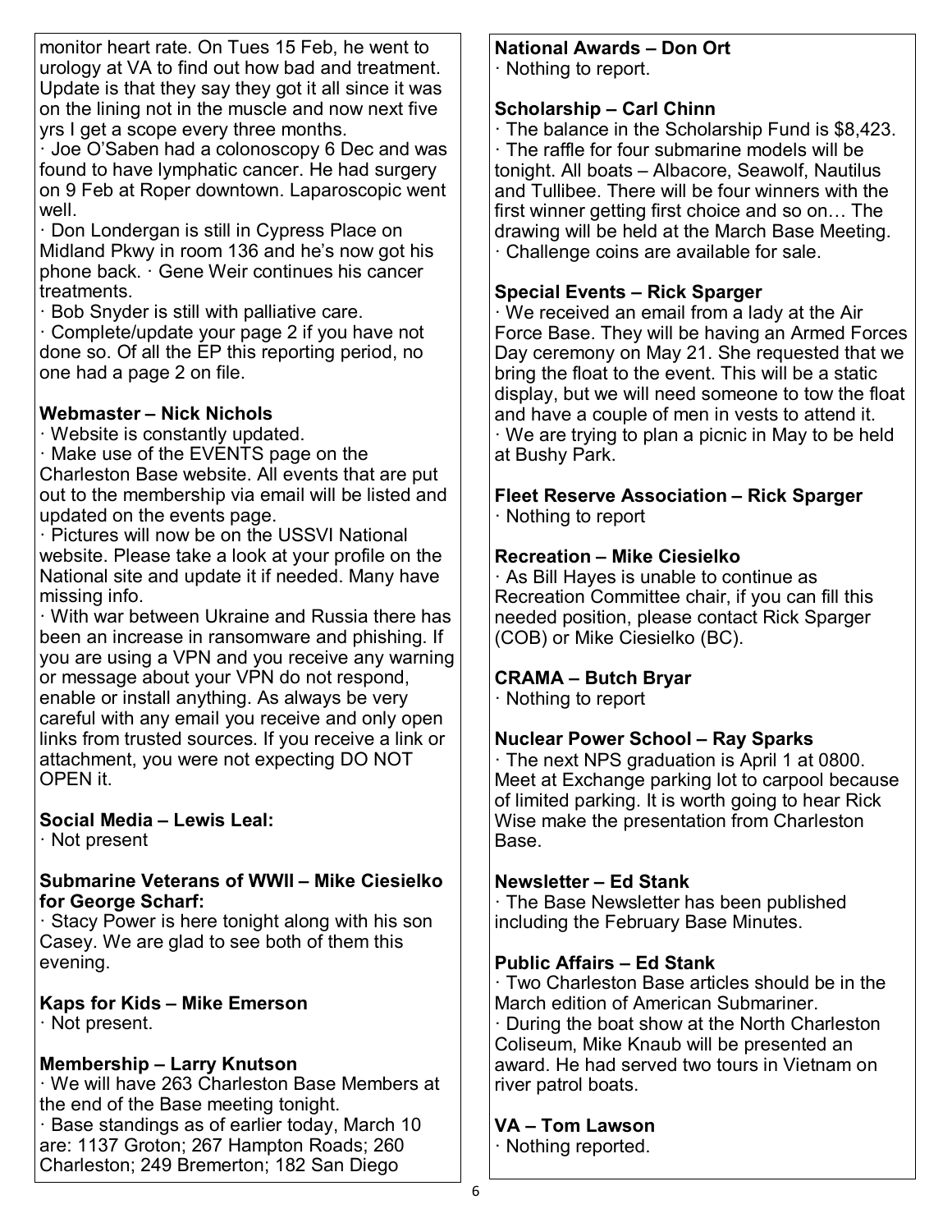monitor heart rate. On Tues 15 Feb, he went to urology at VA to find out how bad and treatment. Update is that they say they got it all since it was on the lining not in the muscle and now next five yrs I get a scope every three months.

· Joe O'Saben had a colonoscopy 6 Dec and was found to have lymphatic cancer. He had surgery on 9 Feb at Roper downtown. Laparoscopic went well.

· Don Londergan is still in Cypress Place on Midland Pkwy in room 136 and he's now got his phone back. · Gene Weir continues his cancer treatments.

· Bob Snyder is still with palliative care.

· Complete/update your page 2 if you have not done so. Of all the EP this reporting period, no one had a page 2 on file.

**Webmaster – Nick Nichols**

· Website is constantly updated.

· Make use of the EVENTS page on the Charleston Base website. All events that are put out to the membership via email will be listed and updated on the events page.

· Pictures will now be on the USSVI National website. Please take a look at your profile on the National site and update it if needed. Many have missing info.

· With war between Ukraine and Russia there has been an increase in ransomware and phishing. If you are using a VPN and you receive any warning or message about your VPN do not respond, enable or install anything. As always be very careful with any email you receive and only open links from trusted sources. If you receive a link or attachment, you were not expecting DO NOT OPEN it.

**Social Media – Lewis Leal:**

· Not present

**Submarine Veterans of WWII – Mike Ciesielko for George Scharf:**

· Stacy Power is here tonight along with his son Casey. We are glad to see both of them this evening.

**Kaps for Kids – Mike Emerson**

· Not present.

**Membership – Larry Knutson**

· We will have 263 Charleston Base Members at the end of the Base meeting tonight.

· Base standings as of earlier today, March 10 are: 1137 Groton; 267 Hampton Roads; 260 Charleston; 249 Bremerton; 182 San Diego

**National Awards – Don Ort**

· Nothing to report.

**Scholarship – Carl Chinn**

· The balance in the Scholarship Fund is $8,423.

· The raffle for four submarine models will be tonight. All boats – Albacore, Seawolf, Nautilus and Tullibee. There will be four winners with the first winner getting first choice and so on… The drawing will be held at the March Base Meeting.

· Challenge coins are available for sale.

**Special Events – Rick Sparger**

· We received an email from a lady at the Air Force Base. They will be having an Armed Forces Day ceremony on May 21. She requested that we bring the float to the event. This will be a static display, but we will need someone to tow the float and have a couple of men in vests to attend it.

· We are trying to plan a picnic in May to be held at Bushy Park.

**Fleet Reserve Association – Rick Sparger**

· Nothing to report

**Recreation – Mike Ciesielko**

· As Bill Hayes is unable to continue as Recreation Committee chair, if you can fill this needed position, please contact Rick Sparger (COB) or Mike Ciesielko (BC).

**CRAMA – Butch Bryar**

· Nothing to report

**Nuclear Power School – Ray Sparks**

· The next NPS graduation is April 1 at 0800. Meet at Exchange parking lot to carpool because of limited parking. It is worth going to hear Rick Wise make the presentation from Charleston Base.

**Newsletter – Ed Stank**

· The Base Newsletter has been published including the February Base Minutes.

**Public Affairs – Ed Stank**

· Two Charleston Base articles should be in the March edition of American Submariner.

· During the boat show at the North Charleston Coliseum, Mike Knaub will be presented an award. He had served two tours in Vietnam on river patrol boats.

**VA – Tom Lawson**

· Nothing reported.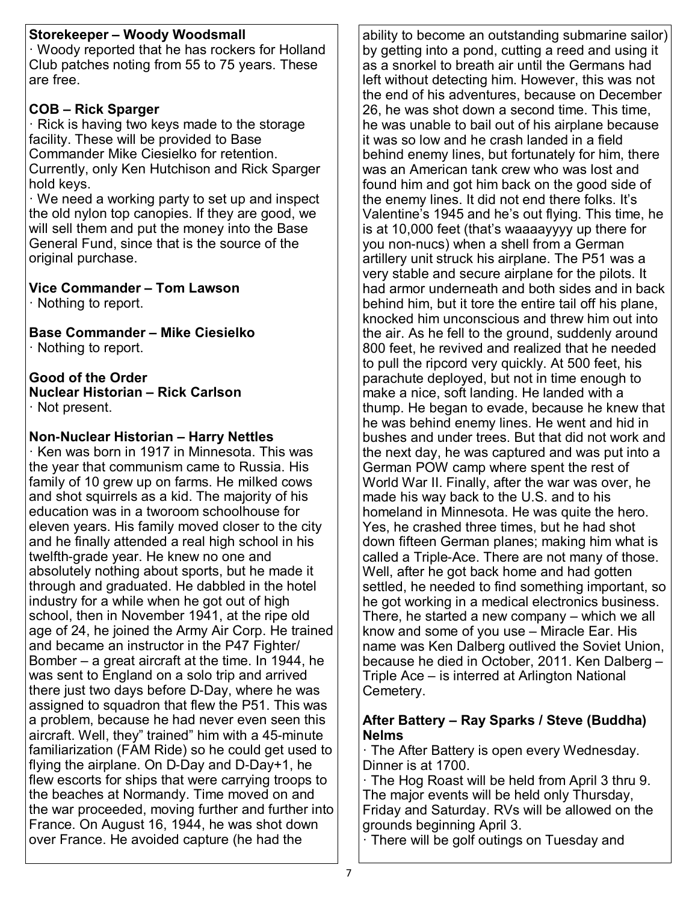**Storekeeper – Woody Woodsmall**

· Woody reported that he has rockers for Holland Club patches noting from 55 to 75 years. These are free.

**COB – Rick Sparger**

· Rick is having two keys made to the storage facility. These will be provided to Base Commander Mike Ciesielko for retention. Currently, only Ken Hutchison and Rick Sparger hold keys.

· We need a working party to set up and inspect the old nylon top canopies. If they are good, we will sell them and put the money into the Base General Fund, since that is the source of the original purchase.

**Vice Commander – Tom Lawson**

· Nothing to report.

**Base Commander – Mike Ciesielko**

· Nothing to report.

**Good of the Order**

**Nuclear Historian – Rick Carlson**

· Not present.

**Non-Nuclear Historian – Harry Nettles**

· Ken was born in 1917 in Minnesota. This was the year that communism came to Russia. His family of 10 grew up on farms. He milked cows and shot squirrels as a kid. The majority of his education was in a tworoom schoolhouse for eleven years. His family moved closer to the city and he finally attended a real high school in his twelfth-grade year. He knew no one and absolutely nothing about sports, but he made it through and graduated. He dabbled in the hotel industry for a while when he got out of high school, then in November 1941, at the ripe old age of 24, he joined the Army Air Corp. He trained and became an instructor in the P47 Fighter/ Bomber – a great aircraft at the time. In 1944, he was sent to England on a solo trip and arrived there just two days before D-Day, where he was assigned to squadron that flew the P51. This was a problem, because he had never even seen this aircraft. Well, they" trained" him with a 45-minute familiarization (FAM Ride) so he could get used to flying the airplane. On D-Day and D-Day+1, he flew escorts for ships that were carrying troops to the beaches at Normandy. Time moved on and the war proceeded, moving further and further into France. On August 16, 1944, he was shot down over France. He avoided capture (he had the ability to become an outstanding submarine sailor) by getting into a pond, cutting a reed and using it as a snorkel to breath air until the Germans had left without detecting him. However, this was not the end of his adventures, because on December 26, he was shot down a second time. This time, he was unable to bail out of his airplane because it was so low and he crash landed in a field behind enemy lines, but fortunately for him, there was an American tank crew who was lost and found him and got him back on the good side of the enemy lines. It did not end there folks. It's Valentine's 1945 and he's out flying. This time, he is at 10,000 feet (that's waaaayyyy up there for you non-nucs) when a shell from a German artillery unit struck his airplane. The P51 was a very stable and secure airplane for the pilots. It had armor underneath and both sides and in back behind him, but it tore the entire tail off his plane, knocked him unconscious and threw him out into the air. As he fell to the ground, suddenly around 800 feet, he revived and realized that he needed to pull the ripcord very quickly. At 500 feet, his parachute deployed, but not in time enough to make a nice, soft landing. He landed with a thump. He began to evade, because he knew that he was behind enemy lines. He went and hid in bushes and under trees. But that did not work and the next day, he was captured and was put into a German POW camp where spent the rest of World War II. Finally, after the war was over, he made his way back to the U.S. and to his homeland in Minnesota. He was quite the hero. Yes, he crashed three times, but he had shot down fifteen German planes; making him what is called a Triple-Ace. There are not many of those. Well, after he got back home and had gotten settled, he needed to find something important, so he got working in a medical electronics business. There, he started a new company – which we all know and some of you use – Miracle Ear. His name was Ken Dalberg outlived the Soviet Union, because he died in October, 2011. Ken Dalberg – Triple Ace – is interred at Arlington National Cemetery.

**After Battery – Ray Sparks / Steve (Buddha) Nelms**

· The After Battery is open every Wednesday. Dinner is at 1700.

· The Hog Roast will be held from April 3 thru 9. The major events will be held only Thursday, Friday and Saturday. RVs will be allowed on the grounds beginning April 3.

· There will be golf outings on Tuesday and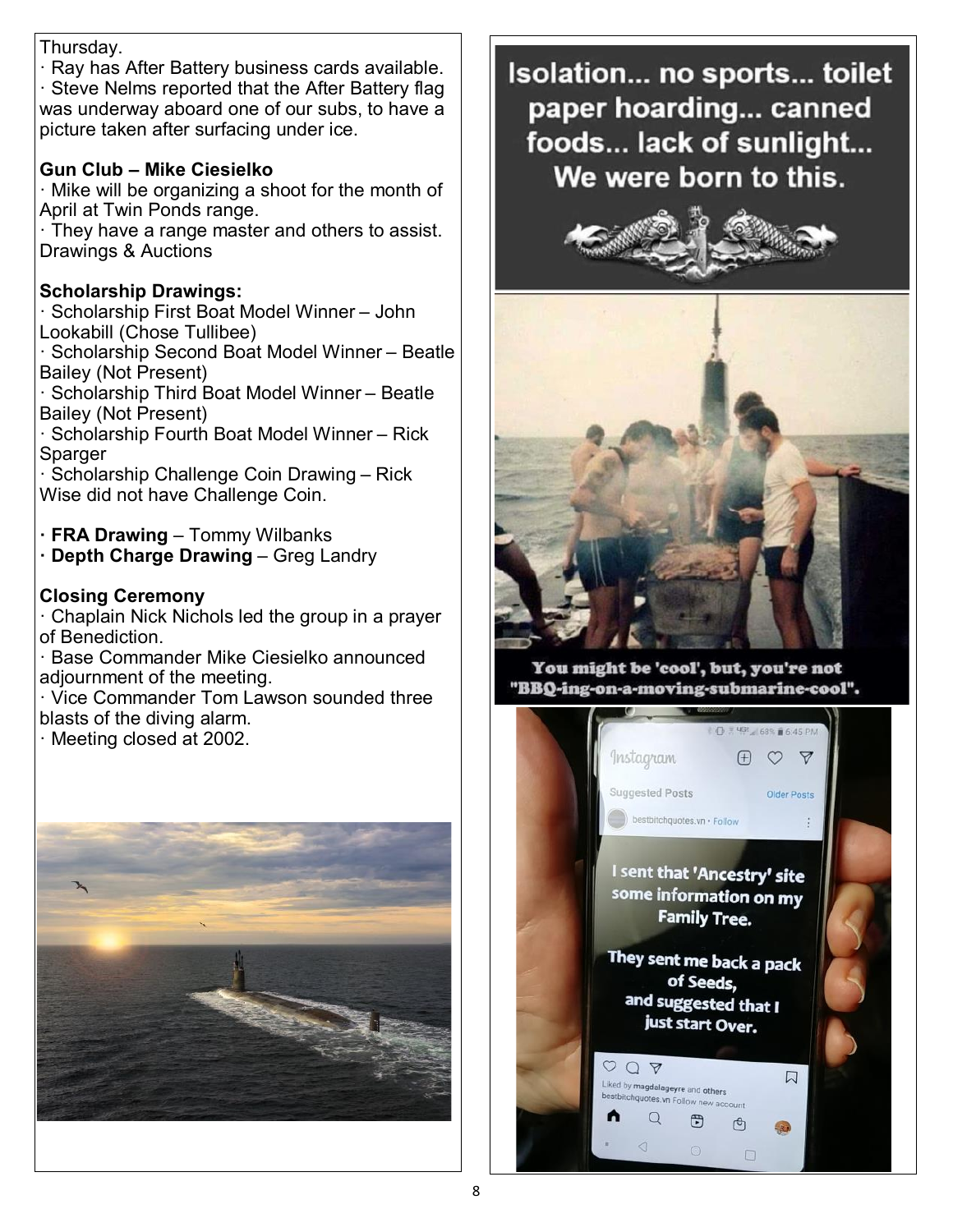Thursday.

· Ray has After Battery business cards available.

· Steve Nelms reported that the After Battery flag was underway aboard one of our subs, to have a picture taken after surfacing under ice.

**Gun Club – Mike Ciesielko**

· Mike will be organizing a shoot for the month of April at Twin Ponds range.

· They have a range master and others to assist. Drawings & Auctions

**Scholarship Drawings:**

· Scholarship First Boat Model Winner – John Lookabill (Chose Tullibee)

· Scholarship Second Boat Model Winner – Beatle Bailey (Not Present)

· Scholarship Third Boat Model Winner – Beatle Bailey (Not Present)

· Scholarship Fourth Boat Model Winner – Rick Sparger

· Scholarship Challenge Coin Drawing – Rick Wise did not have Challenge Coin.

· **FRA Drawing** – Tommy Wilbanks

· **Depth Charge Drawing** – Greg Landry

**Closing Ceremony**

· Chaplain Nick Nichols led the group in a prayer of Benediction.

· Base Commander Mike Ciesielko announced adjournment of the meeting.

· Vice Commander Tom Lawson sounded three blasts of the diving alarm.

· Meeting closed at 2002.